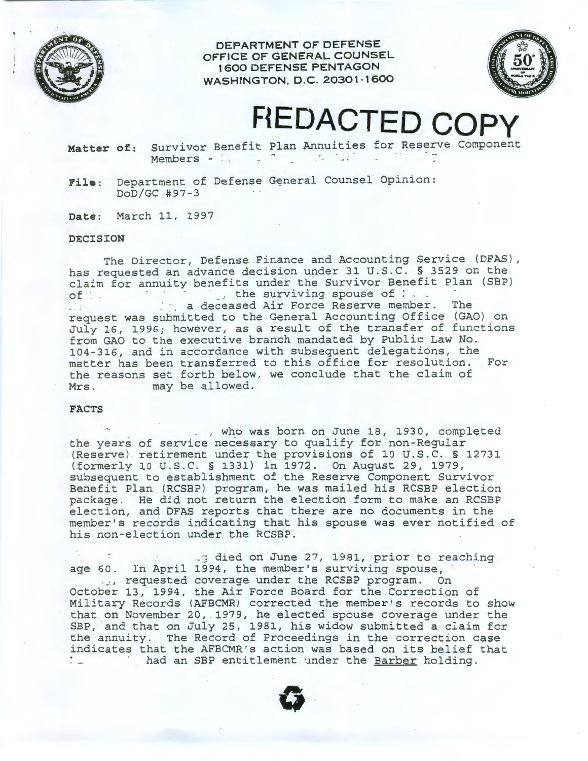**DEPARTMENT OF DEFENSE**
**OFFICE OF GENERAL COUNSEL**
**1600 DEFENSE PENTAGON**
**WASHINGTON, D.C. 20301-1600**

# REDACTED COPY

**Matter of:** Survivor Benefit Plan Annuities for Reserve Component Members -

**File:** Department of Defense General Counsel Opinion: DoD/GC #97-3

**Date:** March 11, 1997

**DECISION**

The Director, Defense Finance and Accounting Service (DFAS), has requested an advance decision under 31 U.S.C. § 3529 on the claim for annuity benefits under the Survivor Benefit Plan (SBP) of , the surviving spouse of , a deceased Air Force Reserve member. The request was submitted to the General Accounting Office (GAO) on July 16, 1996; however, as a result of the transfer of functions from GAO to the executive branch mandated by Public Law No. 104-316, and in accordance with subsequent delegations, the matter has been transferred to this office for resolution. For the reasons set forth below, we conclude that the claim of Mrs. may be allowed.

**FACTS**

, who was born on June 18, 1930, completed the years of service necessary to qualify for non-Regular (Reserve) retirement under the provisions of 10 U.S.C. § 12731 (formerly 10 U.S.C. § 1331) in 1972. On August 29, 1979, subsequent to establishment of the Reserve Component Survivor Benefit Plan (RCSBP) program, he was mailed his RCSBP election package. He did not return the election form to make an RCSBP election, and DFAS reports that there are no documents in the member's records indicating that his spouse was ever notified of his non-election under the RCSBP.

died on June 27, 1981, prior to reaching age 60. In April 1994, the member's surviving spouse, , requested coverage under the RCSBP program. On October 13, 1994, the Air Force Board for the Correction of Military Records (AFBCMR) corrected the member's records to show that on November 20, 1979, he elected spouse coverage under the SBP, and that on July 25, 1981, his widow submitted a claim for the annuity. The Record of Proceedings in the correction case indicates that the AFBCMR's action was based on its belief that had an SBP entitlement under the Barber holding.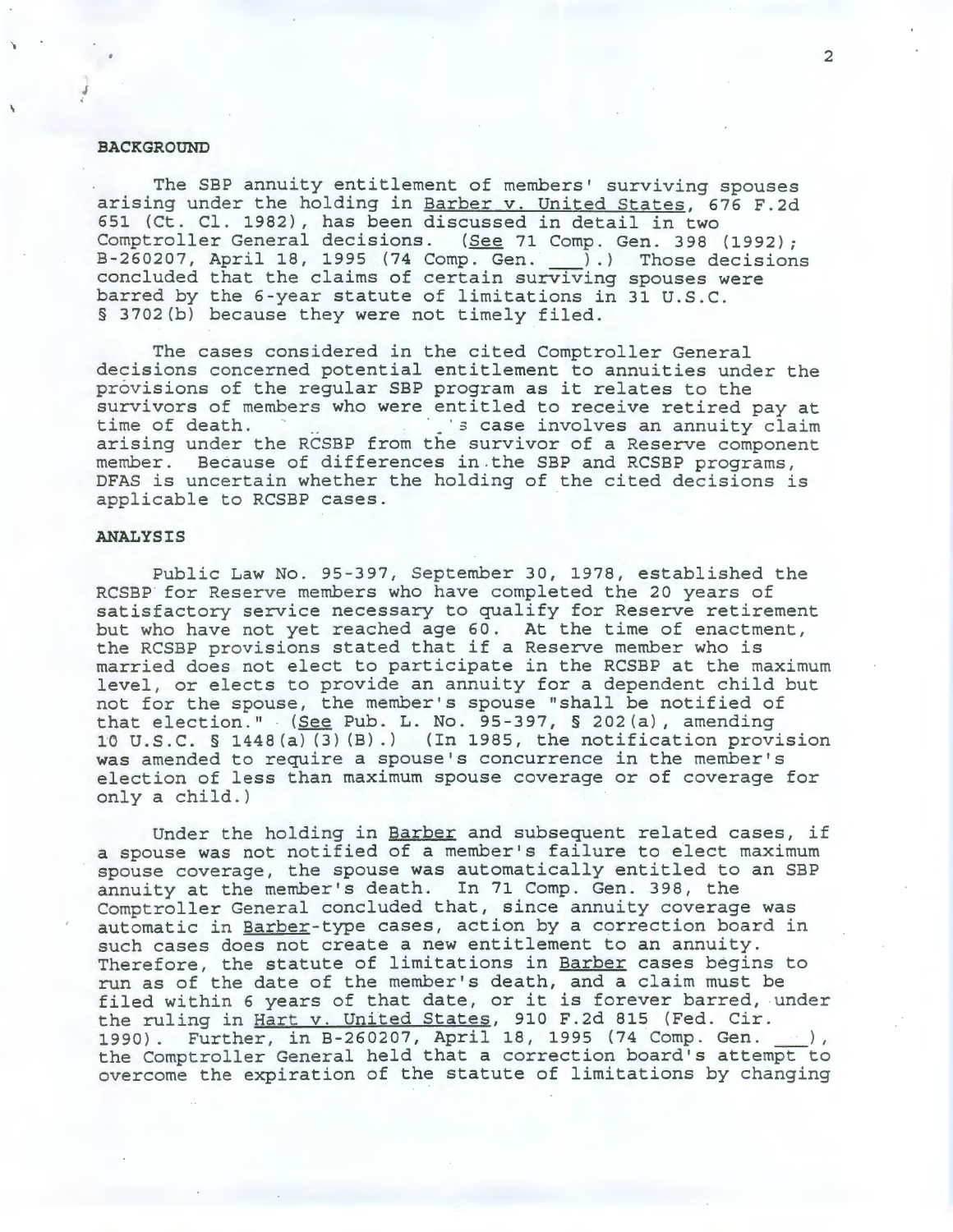**BACKGROUND**

The SBP annuity entitlement of members' surviving spouses arising under the holding in Barber v. United States, 676 F.2d 651 (Ct. Cl. 1982), has been discussed in detail in two Comptroller General decisions. (See 71 Comp. Gen. 398 (1992); B-260207, April 18, 1995 (74 Comp. Gen. ___).) Those decisions concluded that the claims of certain surviving spouses were barred by the 6-year statute of limitations in 31 U.S.C. § 3702(b) because they were not timely filed.

The cases considered in the cited Comptroller General decisions concerned potential entitlement to annuities under the provisions of the regular SBP program as it relates to the survivors of members who were entitled to receive retired pay at time of death. ________'s case involves an annuity claim arising under the RCSBP from the survivor of a Reserve component member. Because of differences in the SBP and RCSBP programs, DFAS is uncertain whether the holding of the cited decisions is applicable to RCSBP cases.

**ANALYSIS**

Public Law No. 95-397, September 30, 1978, established the RCSBP for Reserve members who have completed the 20 years of satisfactory service necessary to qualify for Reserve retirement but who have not yet reached age 60. At the time of enactment, the RCSBP provisions stated that if a Reserve member who is married does not elect to participate in the RCSBP at the maximum level, or elects to provide an annuity for a dependent child but not for the spouse, the member's spouse "shall be notified of that election." (See Pub. L. No. 95-397, § 202(a), amending 10 U.S.C. § 1448(a)(3)(B).) (In 1985, the notification provision was amended to require a spouse's concurrence in the member's election of less than maximum spouse coverage or of coverage for only a child.)

Under the holding in Barber and subsequent related cases, if a spouse was not notified of a member's failure to elect maximum spouse coverage, the spouse was automatically entitled to an SBP annuity at the member's death. In 71 Comp. Gen. 398, the Comptroller General concluded that, since annuity coverage was automatic in Barber-type cases, action by a correction board in such cases does not create a new entitlement to an annuity. Therefore, the statute of limitations in Barber cases begins to run as of the date of the member's death, and a claim must be filed within 6 years of that date, or it is forever barred, under the ruling in Hart v. United States, 910 F.2d 815 (Fed. Cir. 1990). Further, in B-260207, April 18, 1995 (74 Comp. Gen. ___), the Comptroller General held that a correction board's attempt to overcome the expiration of the statute of limitations by changing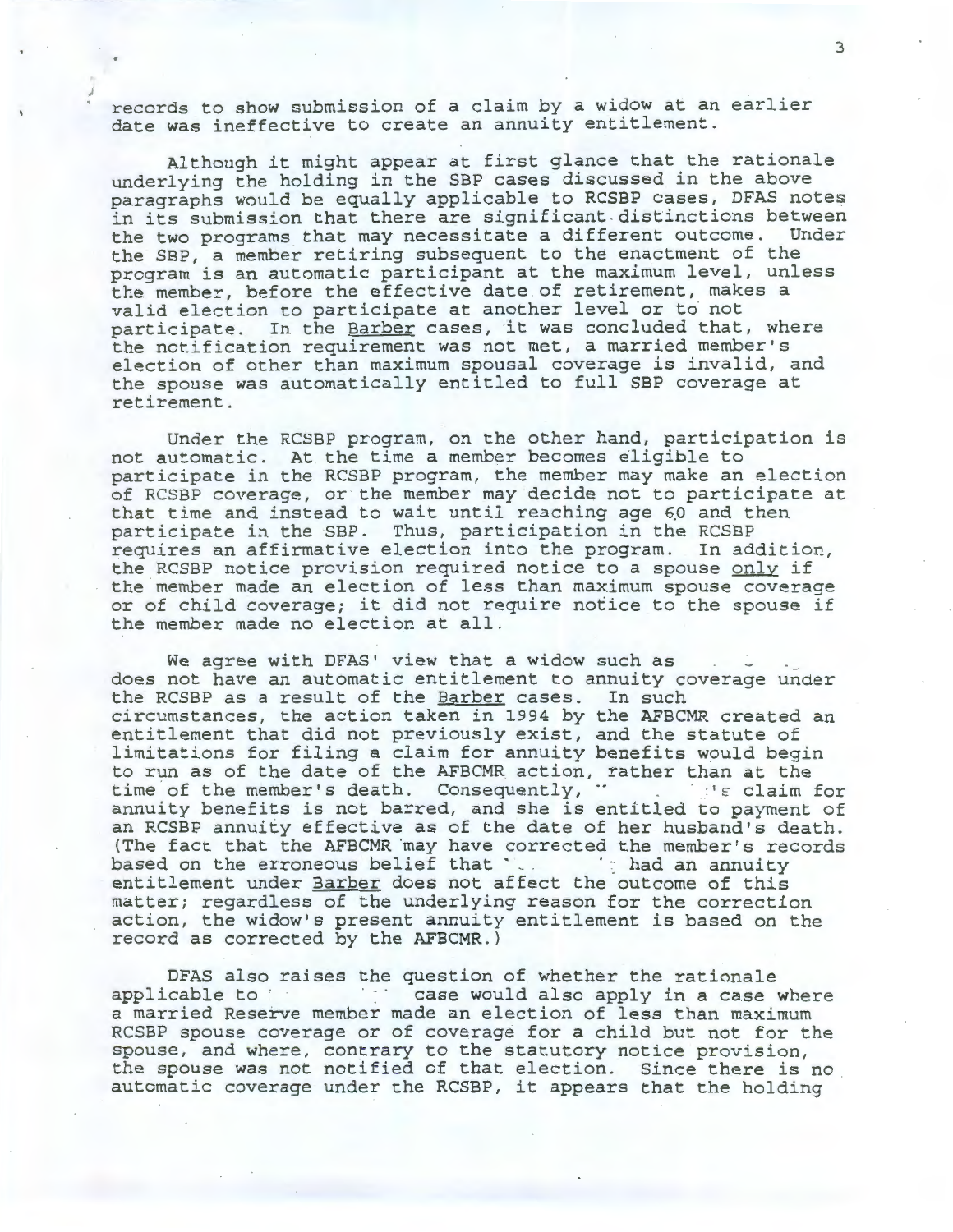records to show submission of a claim by a widow at an earlier date was ineffective to create an annuity entitlement.

Although it might appear at first glance that the rationale underlying the holding in the SBP cases discussed in the above paragraphs would be equally applicable to RCSBP cases, DFAS notes in its submission that there are significant distinctions between the two programs that may necessitate a different outcome. Under the SBP, a member retiring subsequent to the enactment of the program is an automatic participant at the maximum level, unless the member, before the effective date of retirement, makes a valid election to participate at another level or to not participate. In the Barber cases, it was concluded that, where the notification requirement was not met, a married member's election of other than maximum spousal coverage is invalid, and the spouse was automatically entitled to full SBP coverage at retirement.

Under the RCSBP program, on the other hand, participation is not automatic. At the time a member becomes eligible to participate in the RCSBP program, the member may make an election of RCSBP coverage, or the member may decide not to participate at that time and instead to wait until reaching age 60 and then participate in the SBP. Thus, participation in the RCSBP requires an affirmative election into the program. In addition, the RCSBP notice provision required notice to a spouse only if the member made an election of less than maximum spouse coverage or of child coverage; it did not require notice to the spouse if the member made no election at all.

We agree with DFAS' view that a widow such as does not have an automatic entitlement to annuity coverage under the RCSBP as a result of the Barber cases. In such circumstances, the action taken in 1994 by the AFBCMR created an entitlement that did not previously exist, and the statute of limitations for filing a claim for annuity benefits would begin to run as of the date of the AFBCMR action, rather than at the time of the member's death. Consequently, 's claim for annuity benefits is not barred, and she is entitled to payment of an RCSBP annuity effective as of the date of her husband's death. (The fact that the AFBCMR may have corrected the member's records based on the erroneous belief that had an annuity entitlement under Barber does not affect the outcome of this matter; regardless of the underlying reason for the correction action, the widow's present annuity entitlement is based on the record as corrected by the AFBCMR.)

DFAS also raises the question of whether the rationale applicable to case would also apply in a case where a married Reserve member made an election of less than maximum RCSBP spouse coverage or of coverage for a child but not for the spouse, and where, contrary to the statutory notice provision, the spouse was not notified of that election. Since there is no automatic coverage under the RCSBP, it appears that the holding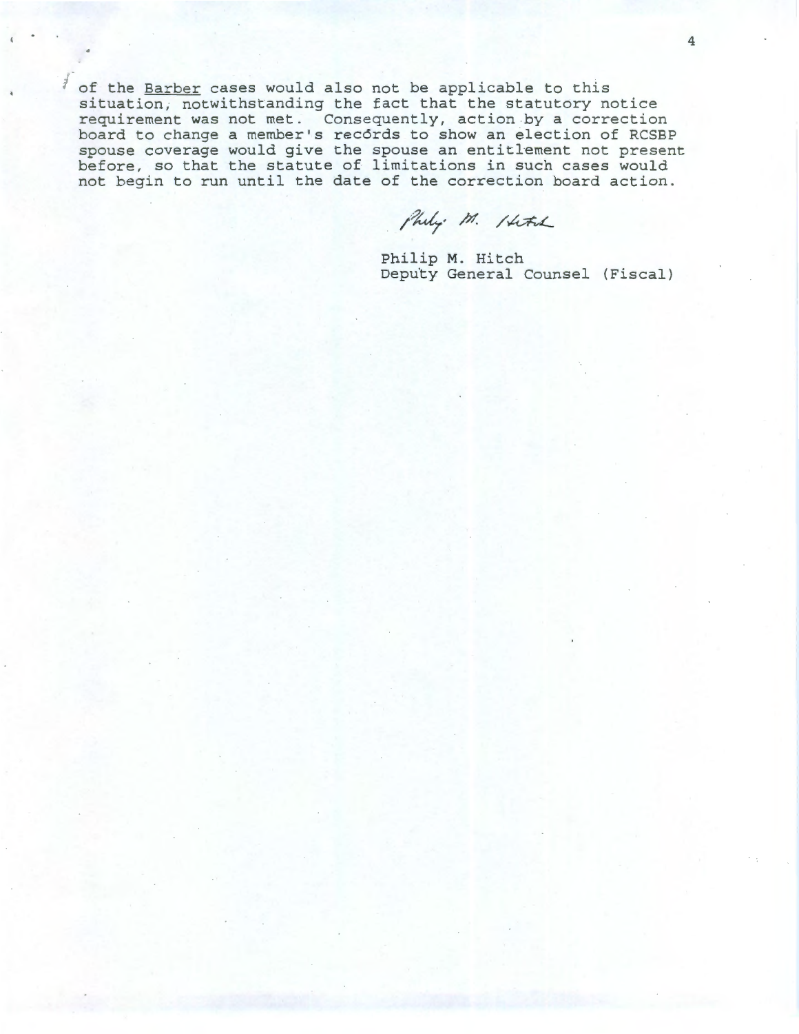of the _Barber_ cases would also not be applicable to this situation, notwithstanding the fact that the statutory notice requirement was not met. Consequently, action by a correction board to change a member's records to show an election of RCSBP spouse coverage would give the spouse an entitlement not present before, so that the statute of limitations in such cases would not begin to run until the date of the correction board action.

Philip M. Hitch

Philip M. Hitch
Deputy General Counsel (Fiscal)